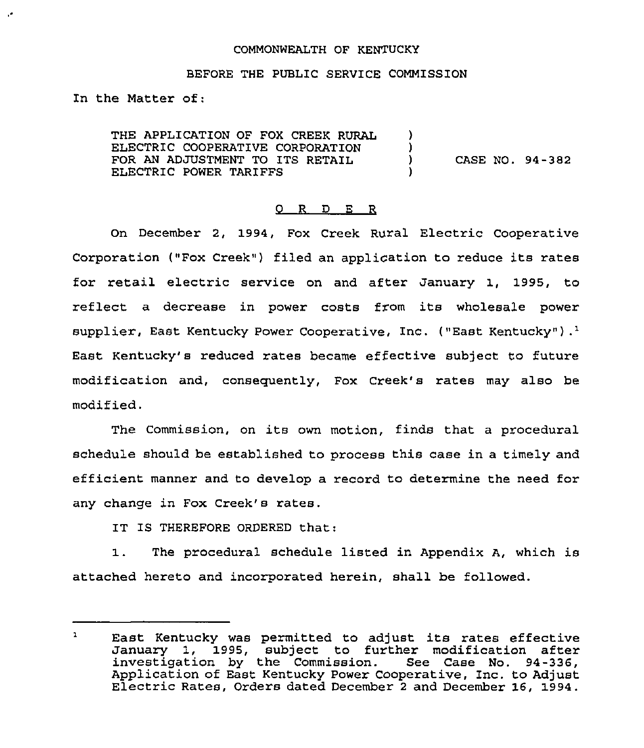COMMONWEALTH OF KENTUCKY

BEFORE THE PUBLIC SERVICE COMMISSION

In the Matter of:

| | | |
|---|---|---|
| THE APPLICATION OF FOX CREEK RURAL ELECTRIC COOPERATIVE CORPORATION FOR AN ADJUSTMENT TO ITS RETAIL ELECTRIC POWER TARIFFS | ) ) ) ) | CASE NO. 94-382 |

## O R D E R

On December 2, 1994, Fox Creek Rural Electric Cooperative Corporation ("Fox Creek") filed an application to reduce its rates for retail electric service on and after January 1, 1995, to reflect a decrease in power costs from its wholesale power supplier, East Kentucky Power Cooperative, Inc. ("East Kentucky").[1] East Kentucky's reduced rates became effective subject to future modification and, consequently, Fox Creek's rates may also be modified.

The Commission, on its own motion, finds that a procedural schedule should be established to process this case in a timely and efficient manner and to develop a record to determine the need for any change in Fox Creek's rates.

IT IS THEREFORE ORDERED that:

1. The procedural schedule listed in Appendix A, which is attached hereto and incorporated herein, shall be followed.

---

[1] East Kentucky was permitted to adjust its rates effective January 1, 1995, subject to further modification after investigation by the Commission. See Case No. 94-336, Application of East Kentucky Power Cooperative, Inc. to Adjust Electric Rates, Orders dated December 2 and December 16, 1994.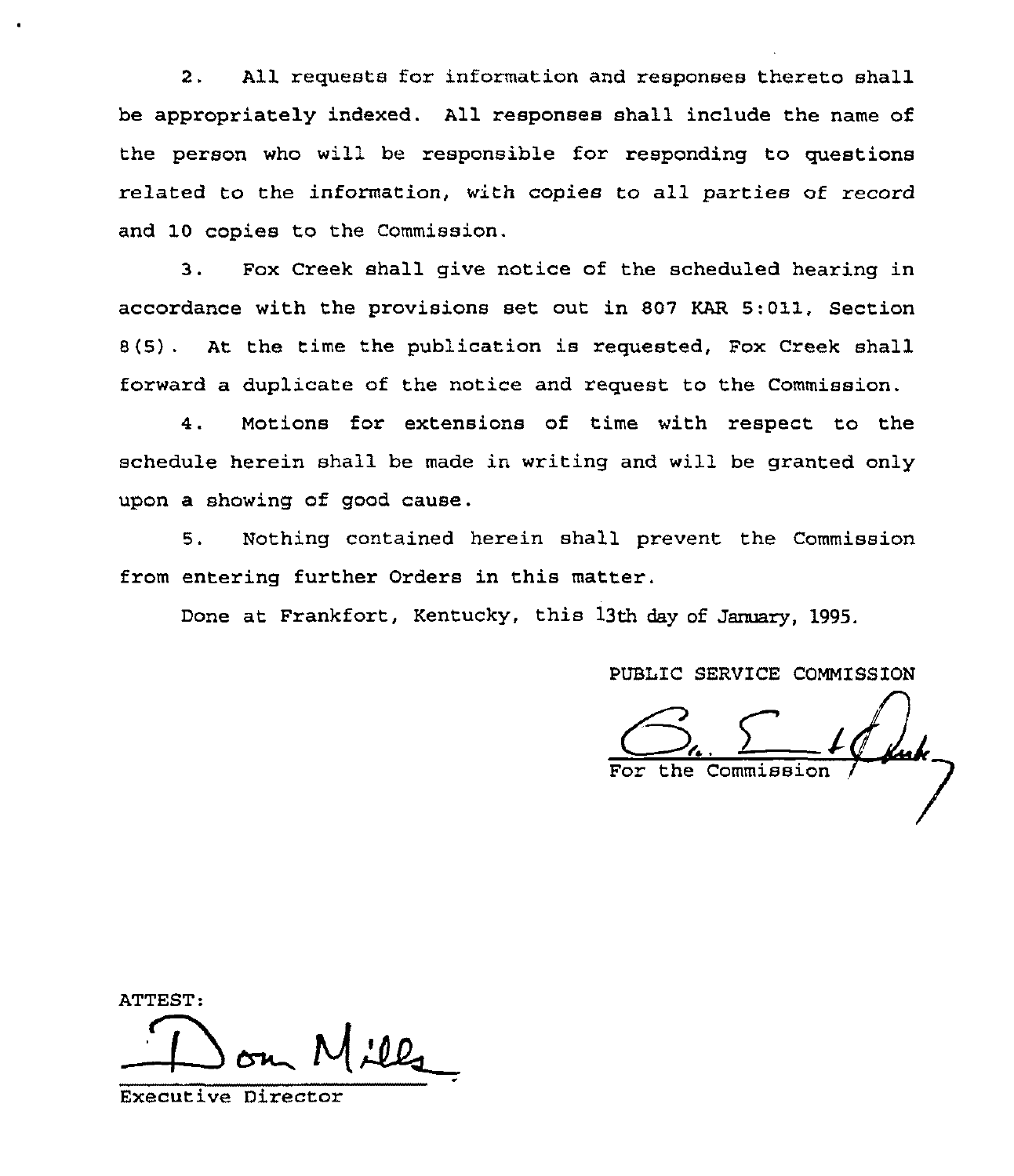2. All requests for information and responses thereto shall be appropriately indexed. All responses shall include the name of the person who will be responsible for responding to questions related to the information, with copies to all parties of record and 10 copies to the Commission.

3. Fox Creek shall give notice of the scheduled hearing in accordance with the provisions set out in 807 KAR 5:011, Section 8(5). At the time the publication is requested, Fox Creek shall forward a duplicate of the notice and request to the Commission.

4. Motions for extensions of time with respect to the schedule herein shall be made in writing and will be granted only upon a showing of good cause.

5. Nothing contained herein shall prevent the Commission from entering further Orders in this matter.

Done at Frankfort, Kentucky, this 13th day of January, 1995.

PUBLIC SERVICE COMMISSION

For the Commission

ATTEST:

Executive Director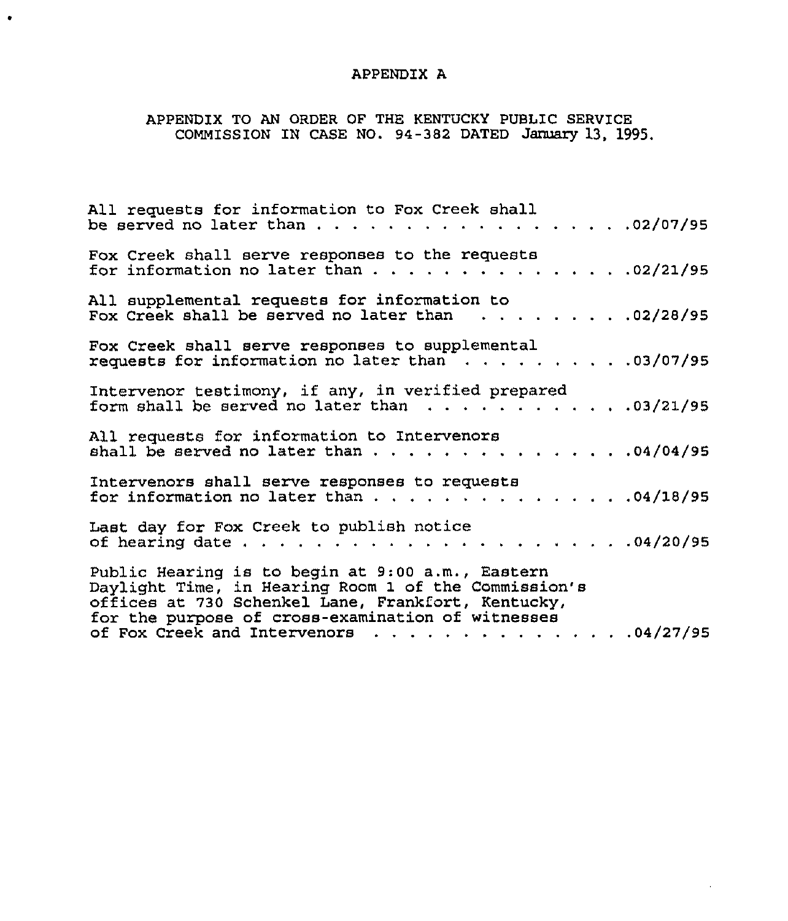# APPENDIX A

APPENDIX TO AN ORDER OF THE KENTUCKY PUBLIC SERVICE COMMISSION IN CASE NO. 94-382 DATED January 13, 1995.

| | |
|---|---|
| All requests for information to Fox Creek shall be served no later than | 02/07/95 |
| Fox Creek shall serve responses to the requests for information no later than | 02/21/95 |
| All supplemental requests for information to Fox Creek shall be served no later than | 02/28/95 |
| Fox Creek shall serve responses to supplemental requests for information no later than | 03/07/95 |
| Intervenor testimony, if any, in verified prepared form shall be served no later than | 03/21/95 |
| All requests for information to Intervenors shall be served no later than | 04/04/95 |
| Intervenors shall serve responses to requests for information no later than | 04/18/95 |
| Last day for Fox Creek to publish notice of hearing date | 04/20/95 |
| Public Hearing is to begin at 9:00 a.m., Eastern Daylight Time, in Hearing Room 1 of the Commission's offices at 730 Schenkel Lane, Frankfort, Kentucky, for the purpose of cross-examination of witnesses of Fox Creek and Intervenors | 04/27/95 |